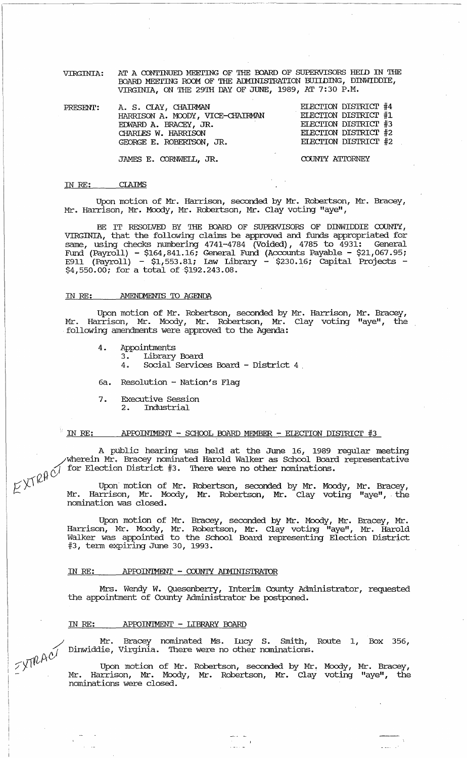VIRGINIA: AT A CONTINUED MEETING OF THE BOARD OF SUPERVISORS HELD IN THE BOARD MEETING ROOM OF THE ADMINISTRATION BUILDING, DINWIDDIE, VIRGINIA, ON THE 29TH DAY OF JUNE, 1989, AT 7:30 P.M.

| PRESENT: | | |
|---|---|---|
| | A. S. CLAY, CHAIRMAN | ELECTION DISTRICT #4 |
| | HARRISON A. MOODY, VICE-CHAIRMAN | ELECTION DISTRICT #1 |
| | EDWARD A. BRACEY, JR. | ELECTION DISTRICT #3 |
| | CHARLES W. HARRISON | ELECTION DISTRICT #2 |
| | GEORGE E. ROBERTSON, JR. | ELECTION DISTRICT #2 |
| | JAMES E. CORNWELL, JR. | COUNTY ATTORNEY |

IN RE: CLAIMS

Upon motion of Mr. Harrison, seconded by Mr. Robertson, Mr. Bracey, Mr. Harrison, Mr. Moody, Mr. Robertson, Mr. Clay voting "aye",

BE IT RESOLVED BY THE BOARD OF SUPERVISORS OF DINWIDDIE COUNTY, VIRGINIA, that the following claims be approved and funds appropriated for same, using checks numbering 4741-4784 (Voided), 4785 to 4931: General Fund (Payroll) - $164,841.16; General Fund (Accounts Payable - $21,067.95; E911 (Payroll) - $1,553.81; Law Library - $230.16; Capital Projects - $4,550.00; for a total of $192.243.08.

IN RE: AMENDMENTS TO AGENDA

Upon motion of Mr. Robertson, seconded by Mr. Harrison, Mr. Bracey, Mr. Harrison, Mr. Moody, Mr. Robertson, Mr. Clay voting "aye", the following amendments were approved to the Agenda:

4. Appointments
   3. Library Board
   4. Social Services Board - District 4

6a. Resolution - Nation's Flag

7. Executive Session
   2. Industrial

IN RE: APPOINTMENT - SCHOOL BOARD MEMBER - ELECTION DISTRICT #3

A public hearing was held at the June 16, 1989 regular meeting wherein Mr. Bracey nominated Harold Walker as School Board representative for Election District #3. There were no other nominations.

Upon motion of Mr. Robertson, seconded by Mr. Moody, Mr. Bracey, Mr. Harrison, Mr. Moody, Mr. Robertson, Mr. Clay voting "aye", the nomination was closed.

Upon motion of Mr. Bracey, seconded by Mr. Moody, Mr. Bracey, Mr. Harrison, Mr. Moody, Mr. Robertson, Mr. Clay voting "aye", Mr. Harold Walker was appointed to the School Board representing Election District #3, term expiring June 30, 1993.

IN RE: APPOINTMENT - COUNTY ADMINISTRATOR

Mrs. Wendy W. Quesenberry, Interim County Administrator, requested the appointment of County Administrator be postponed.

IN RE: APPOINTMENT - LIBRARY BOARD

Mr. Bracey nominated Ms. Lucy S. Smith, Route 1, Box 356, Dinwiddie, Virginia. There were no other nominations.

Upon motion of Mr. Robertson, seconded by Mr. Moody, Mr. Bracey, Mr. Harrison, Mr. Moody, Mr. Robertson, Mr. Clay voting "aye", the nominations were closed.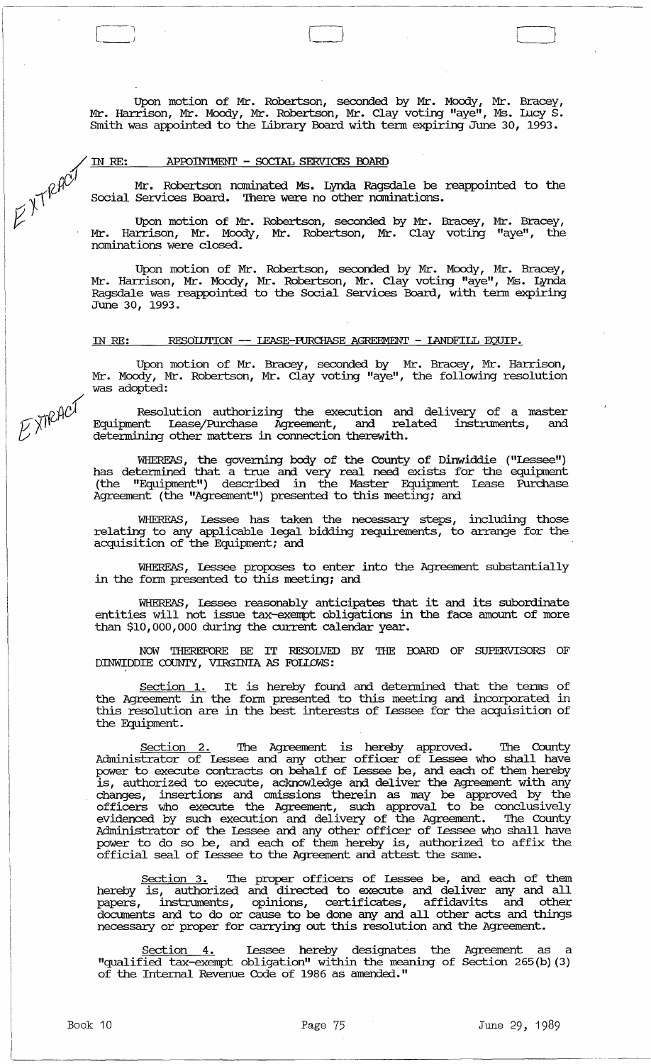Upon motion of Mr. Robertson, seconded by Mr. Moody, Mr. Bracey, Mr. Harrison, Mr. Moody, Mr. Robertson, Mr. Clay voting "aye", Ms. Lucy S. Smith was appointed to the Library Board with term expiring June 30, 1993.

EXTRACT

IN RE: APPOINTMENT - SOCIAL SERVICES BOARD

Mr. Robertson nominated Ms. Lynda Ragsdale be reappointed to the Social Services Board. There were no other nominations.

Upon motion of Mr. Robertson, seconded by Mr. Bracey, Mr. Bracey, Mr. Harrison, Mr. Moody, Mr. Robertson, Mr. Clay voting "aye", the nominations were closed.

Upon motion of Mr. Robertson, seconded by Mr. Moody, Mr. Bracey, Mr. Harrison, Mr. Moody, Mr. Robertson, Mr. Clay voting "aye", Ms. Lynda Ragsdale was reappointed to the Social Services Board, with term expiring June 30, 1993.

IN RE: RESOLUTION -- LEASE-PURCHASE AGREEMENT - LANDFILL EQUIP.

Upon motion of Mr. Bracey, seconded by Mr. Bracey, Mr. Harrison, Mr. Moody, Mr. Robertson, Mr. Clay voting "aye", the following resolution was adopted:

EXTRACT

Resolution authorizing the execution and delivery of a master Equipment Lease/Purchase Agreement, and related instruments, and determining other matters in connection therewith.

WHEREAS, the governing body of the County of Dinwiddie ("Lessee") has determined that a true and very real need exists for the equipment (the "Equipment") described in the Master Equipment Lease Purchase Agreement (the "Agreement") presented to this meeting; and

WHEREAS, Lessee has taken the necessary steps, including those relating to any applicable legal bidding requirements, to arrange for the acquisition of the Equipment; and

WHEREAS, Lessee proposes to enter into the Agreement substantially in the form presented to this meeting; and

WHEREAS, Lessee reasonably anticipates that it and its subordinate entities will not issue tax-exempt obligations in the face amount of more than $10,000,000 during the current calendar year.

NOW THEREFORE BE IT RESOLVED BY THE BOARD OF SUPERVISORS OF DINWIDDIE COUNTY, VIRGINIA AS FOLLOWS:

Section 1. It is hereby found and determined that the terms of the Agreement in the form presented to this meeting and incorporated in this resolution are in the best interests of Lessee for the acquisition of the Equipment.

Section 2. The Agreement is hereby approved. The County Administrator of Lessee and any other officer of Lessee who shall have power to execute contracts on behalf of Lessee be, and each of them hereby is, authorized to execute, acknowledge and deliver the Agreement with any changes, insertions and omissions therein as may be approved by the officers who execute the Agreement, such approval to be conclusively evidenced by such execution and delivery of the Agreement. The County Administrator of the Lessee and any other officer of Lessee who shall have power to do so be, and each of them hereby is, authorized to affix the official seal of Lessee to the Agreement and attest the same.

Section 3. The proper officers of Lessee be, and each of them hereby is, authorized and directed to execute and deliver any and all papers, instruments, opinions, certificates, affidavits and other documents and to do or cause to be done any and all other acts and things necessary or proper for carrying out this resolution and the Agreement.

Section 4. Lessee hereby designates the Agreement as a "qualified tax-exempt obligation" within the meaning of Section 265(b)(3) of the Internal Revenue Code of 1986 as amended."

Book 10 June 29, 1989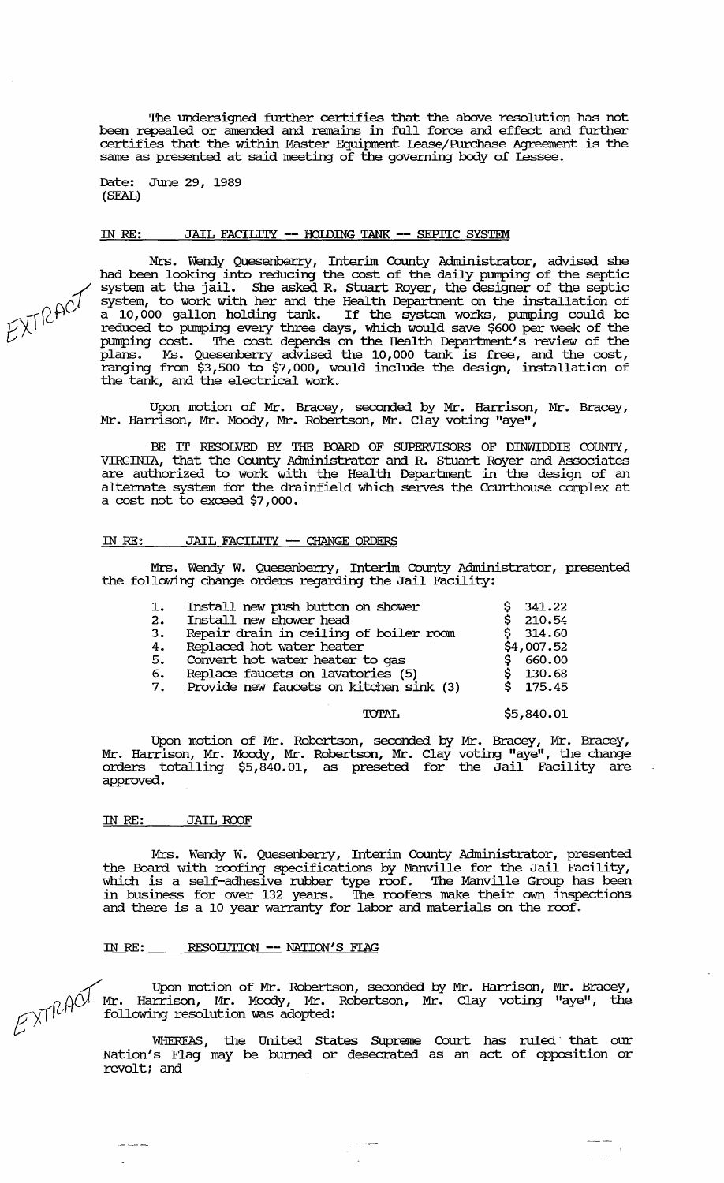The undersigned further certifies that the above resolution has not been repealed or amended and remains in full force and effect and further certifies that the within Master Equipment Lease/Purchase Agreement is the same as presented at said meeting of the governing body of Lessee.

Date: June 29, 1989
(SEAL)

IN RE: JAIL FACILITY -- HOLDING TANK -- SEPTIC SYSTEM

EXTRACT

Mrs. Wendy Quesenberry, Interim County Administrator, advised she had been looking into reducing the cost of the daily pumping of the septic system at the jail. She asked R. Stuart Royer, the designer of the septic system, to work with her and the Health Department on the installation of a 10,000 gallon holding tank. If the system works, pumping could be reduced to pumping every three days, which would save $600 per week of the pumping cost. The cost depends on the Health Department's review of the plans. Ms. Quesenberry advised the 10,000 tank is free, and the cost, ranging from $3,500 to $7,000, would include the design, installation of the tank, and the electrical work.

Upon motion of Mr. Bracey, seconded by Mr. Harrison, Mr. Bracey, Mr. Harrison, Mr. Moody, Mr. Robertson, Mr. Clay voting "aye",

BE IT RESOLVED BY THE BOARD OF SUPERVISORS OF DINWIDDIE COUNTY, VIRGINIA, that the County Administrator and R. Stuart Royer and Associates are authorized to work with the Health Department in the design of an alternate system for the drainfield which serves the Courthouse complex at a cost not to exceed $7,000.

IN RE: JAIL FACILITY -- CHANGE ORDERS

Mrs. Wendy W. Quesenberry, Interim County Administrator, presented the following change orders regarding the Jail Facility:

| | | |
|---|---|---|
| 1. | Install new push button on shower | $ 341.22 |
| 2. | Install new shower head | $ 210.54 |
| 3. | Repair drain in ceiling of boiler room | $ 314.60 |
| 4. | Replaced hot water heater | $4,007.52 |
| 5. | Convert hot water heater to gas | $ 660.00 |
| 6. | Replace faucets on lavatories (5) | $ 130.68 |
| 7. | Provide new faucets on kitchen sink (3) | $ 175.45 |
| | TOTAL | $5,840.01 |

Upon motion of Mr. Robertson, seconded by Mr. Bracey, Mr. Bracey, Mr. Harrison, Mr. Moody, Mr. Robertson, Mr. Clay voting "aye", the change orders totalling $5,840.01, as preseted for the Jail Facility are approved.

IN RE: JAIL ROOF

Mrs. Wendy W. Quesenberry, Interim County Administrator, presented the Board with roofing specifications by Manville for the Jail Facility, which is a self-adhesive rubber type roof. The Manville Group has been in business for over 132 years. The roofers make their own inspections and there is a 10 year warranty for labor and materials on the roof.

IN RE: RESOLUTION -- NATION'S FLAG

EXTRACT

Upon motion of Mr. Robertson, seconded by Mr. Harrison, Mr. Bracey, Mr. Harrison, Mr. Moody, Mr. Robertson, Mr. Clay voting "aye", the following resolution was adopted:

WHEREAS, the United States Supreme Court has ruled that our Nation's Flag may be burned or desecrated as an act of opposition or revolt; and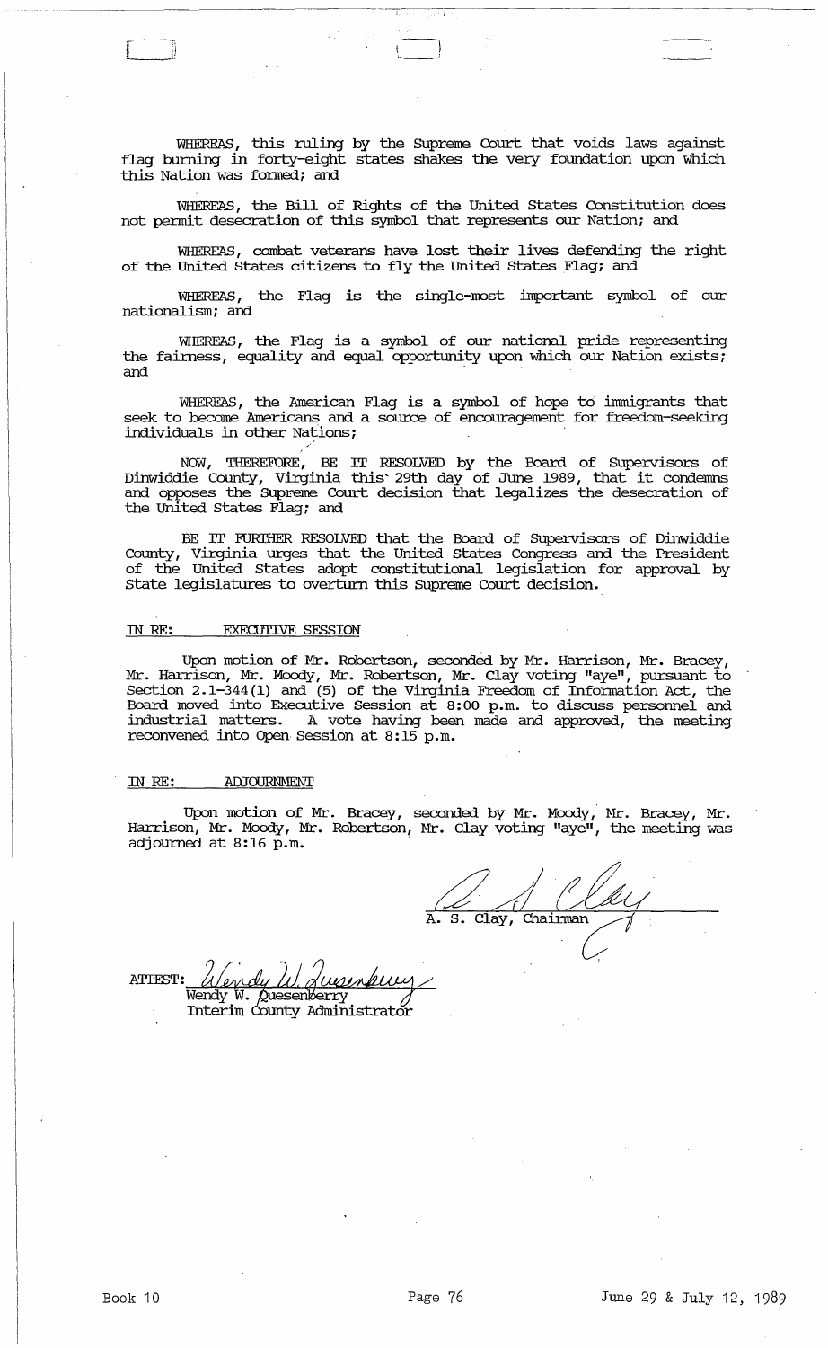WHEREAS, this ruling by the Supreme Court that voids laws against flag burning in forty-eight states shakes the very foundation upon which this Nation was formed; and

WHEREAS, the Bill of Rights of the United States Constitution does not permit desecration of this symbol that represents our Nation; and

WHEREAS, combat veterans have lost their lives defending the right of the United States citizens to fly the United States Flag; and

WHEREAS, the Flag is the single-most important symbol of our nationalism; and

WHEREAS, the Flag is a symbol of our national pride representing the fairness, equality and equal opportunity upon which our Nation exists; and

WHEREAS, the American Flag is a symbol of hope to immigrants that seek to become Americans and a source of encouragement for freedom-seeking individuals in other Nations;

NOW, THEREFORE, BE IT RESOLVED by the Board of Supervisors of Dinwiddie County, Virginia this 29th day of June 1989, that it condemns and opposes the Supreme Court decision that legalizes the desecration of the United States Flag; and

BE IT FURTHER RESOLVED that the Board of Supervisors of Dinwiddie County, Virginia urges that the United States Congress and the President of the United States adopt constitutional legislation for approval by State legislatures to overturn this Supreme Court decision.

IN RE: EXECUTIVE SESSION

Upon motion of Mr. Robertson, seconded by Mr. Harrison, Mr. Bracey, Mr. Harrison, Mr. Moody, Mr. Robertson, Mr. Clay voting "aye", pursuant to Section 2.1-344(1) and (5) of the Virginia Freedom of Information Act, the Board moved into Executive Session at 8:00 p.m. to discuss personnel and industrial matters. A vote having been made and approved, the meeting reconvened into Open Session at 8:15 p.m.

IN RE: ADJOURNMENT

Upon motion of Mr. Bracey, seconded by Mr. Moody, Mr. Bracey, Mr. Harrison, Mr. Moody, Mr. Robertson, Mr. Clay voting "aye", the meeting was adjourned at 8:16 p.m.

A. S. Clay, Chairman

ATTEST: Wendy W. Quesenberry
Interim County Administrator

Book 10 | June 29 & July 12, 1989